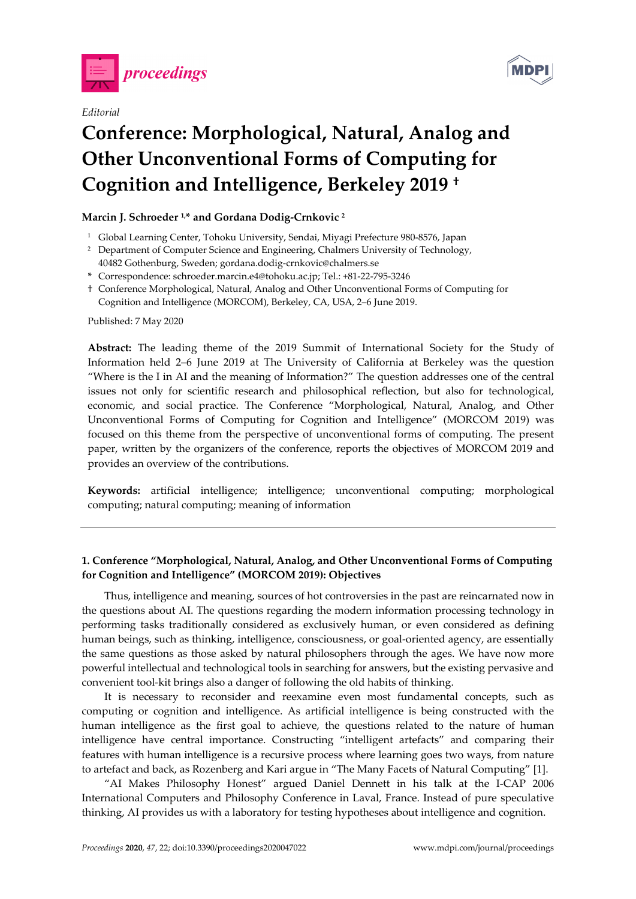*Editorial*

# Conference: Morphological, Natural, Analog and Other Unconventional Forms of Computing for Cognition and Intelligence, Berkeley 2019 †

**Marcin J. Schroeder [1,*] and Gordana Dodig-Crnkovic [2]**

[1] Global Learning Center, Tohoku University, Sendai, Miyagi Prefecture 980-8576, Japan

[2] Department of Computer Science and Engineering, Chalmers University of Technology, 40482 Gothenburg, Sweden; gordana.dodig-crnkovic@chalmers.se

\* Correspondence: schroeder.marcin.e4@tohoku.ac.jp; Tel.: +81-22-795-3246

† Conference Morphological, Natural, Analog and Other Unconventional Forms of Computing for Cognition and Intelligence (MORCOM), Berkeley, CA, USA, 2–6 June 2019.

Published: 7 May 2020

**Abstract:** The leading theme of the 2019 Summit of International Society for the Study of Information held 2–6 June 2019 at The University of California at Berkeley was the question "Where is the I in AI and the meaning of Information?" The question addresses one of the central issues not only for scientific research and philosophical reflection, but also for technological, economic, and social practice. The Conference "Morphological, Natural, Analog, and Other Unconventional Forms of Computing for Cognition and Intelligence" (MORCOM 2019) was focused on this theme from the perspective of unconventional forms of computing. The present paper, written by the organizers of the conference, reports the objectives of MORCOM 2019 and provides an overview of the contributions.

**Keywords:** artificial intelligence; intelligence; unconventional computing; morphological computing; natural computing; meaning of information

---

## 1. Conference "Morphological, Natural, Analog, and Other Unconventional Forms of Computing for Cognition and Intelligence" (MORCOM 2019): Objectives

Thus, intelligence and meaning, sources of hot controversies in the past are reincarnated now in the questions about AI. The questions regarding the modern information processing technology in performing tasks traditionally considered as exclusively human, or even considered as defining human beings, such as thinking, intelligence, consciousness, or goal-oriented agency, are essentially the same questions as those asked by natural philosophers through the ages. We have now more powerful intellectual and technological tools in searching for answers, but the existing pervasive and convenient tool-kit brings also a danger of following the old habits of thinking.

It is necessary to reconsider and reexamine even most fundamental concepts, such as computing or cognition and intelligence. As artificial intelligence is being constructed with the human intelligence as the first goal to achieve, the questions related to the nature of human intelligence have central importance. Constructing "intelligent artefacts" and comparing their features with human intelligence is a recursive process where learning goes two ways, from nature to artefact and back, as Rozenberg and Kari argue in "The Many Facets of Natural Computing" [1].

"AI Makes Philosophy Honest" argued Daniel Dennett in his talk at the I-CAP 2006 International Computers and Philosophy Conference in Laval, France. Instead of pure speculative thinking, AI provides us with a laboratory for testing hypotheses about intelligence and cognition.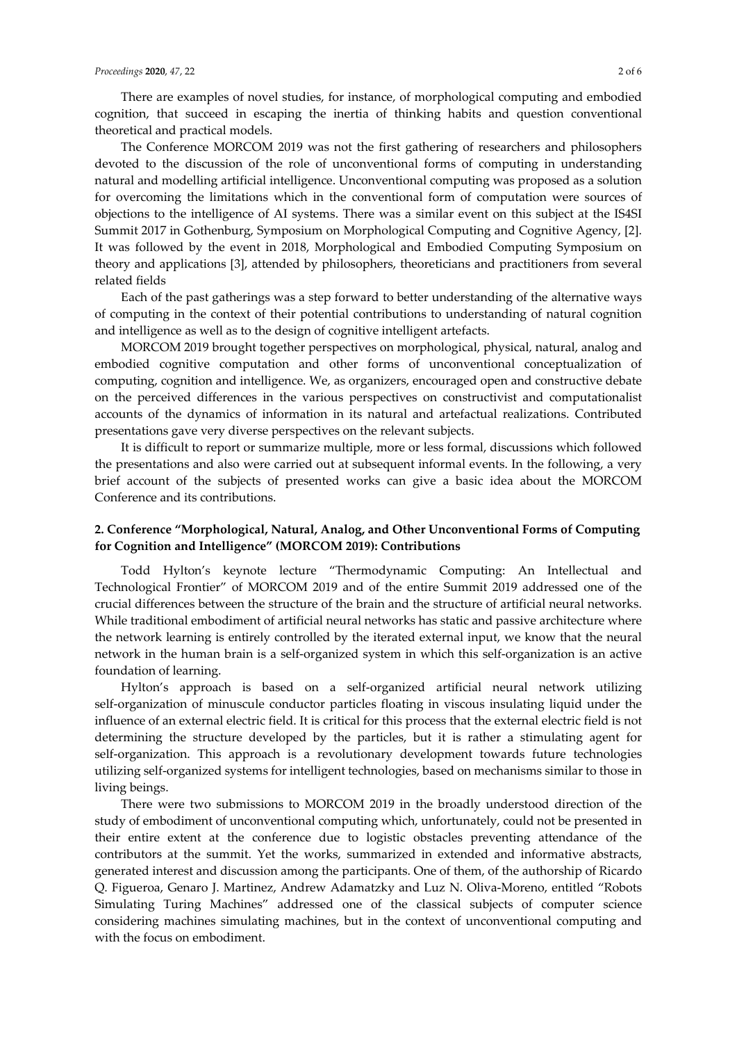There are examples of novel studies, for instance, of morphological computing and embodied cognition, that succeed in escaping the inertia of thinking habits and question conventional theoretical and practical models.

The Conference MORCOM 2019 was not the first gathering of researchers and philosophers devoted to the discussion of the role of unconventional forms of computing in understanding natural and modelling artificial intelligence. Unconventional computing was proposed as a solution for overcoming the limitations which in the conventional form of computation were sources of objections to the intelligence of AI systems. There was a similar event on this subject at the IS4SI Summit 2017 in Gothenburg, Symposium on Morphological Computing and Cognitive Agency, [2]. It was followed by the event in 2018, Morphological and Embodied Computing Symposium on theory and applications [3], attended by philosophers, theoreticians and practitioners from several related fields

Each of the past gatherings was a step forward to better understanding of the alternative ways of computing in the context of their potential contributions to understanding of natural cognition and intelligence as well as to the design of cognitive intelligent artefacts.

MORCOM 2019 brought together perspectives on morphological, physical, natural, analog and embodied cognitive computation and other forms of unconventional conceptualization of computing, cognition and intelligence. We, as organizers, encouraged open and constructive debate on the perceived differences in the various perspectives on constructivist and computationalist accounts of the dynamics of information in its natural and artefactual realizations. Contributed presentations gave very diverse perspectives on the relevant subjects.

It is difficult to report or summarize multiple, more or less formal, discussions which followed the presentations and also were carried out at subsequent informal events. In the following, a very brief account of the subjects of presented works can give a basic idea about the MORCOM Conference and its contributions.

## 2. Conference "Morphological, Natural, Analog, and Other Unconventional Forms of Computing for Cognition and Intelligence" (MORCOM 2019): Contributions

Todd Hylton's keynote lecture "Thermodynamic Computing: An Intellectual and Technological Frontier" of MORCOM 2019 and of the entire Summit 2019 addressed one of the crucial differences between the structure of the brain and the structure of artificial neural networks. While traditional embodiment of artificial neural networks has static and passive architecture where the network learning is entirely controlled by the iterated external input, we know that the neural network in the human brain is a self-organized system in which this self-organization is an active foundation of learning.

Hylton's approach is based on a self-organized artificial neural network utilizing self-organization of minuscule conductor particles floating in viscous insulating liquid under the influence of an external electric field. It is critical for this process that the external electric field is not determining the structure developed by the particles, but it is rather a stimulating agent for self-organization. This approach is a revolutionary development towards future technologies utilizing self-organized systems for intelligent technologies, based on mechanisms similar to those in living beings.

There were two submissions to MORCOM 2019 in the broadly understood direction of the study of embodiment of unconventional computing which, unfortunately, could not be presented in their entire extent at the conference due to logistic obstacles preventing attendance of the contributors at the summit. Yet the works, summarized in extended and informative abstracts, generated interest and discussion among the participants. One of them, of the authorship of Ricardo Q. Figueroa, Genaro J. Martinez, Andrew Adamatzky and Luz N. Oliva-Moreno, entitled "Robots Simulating Turing Machines" addressed one of the classical subjects of computer science considering machines simulating machines, but in the context of unconventional computing and with the focus on embodiment.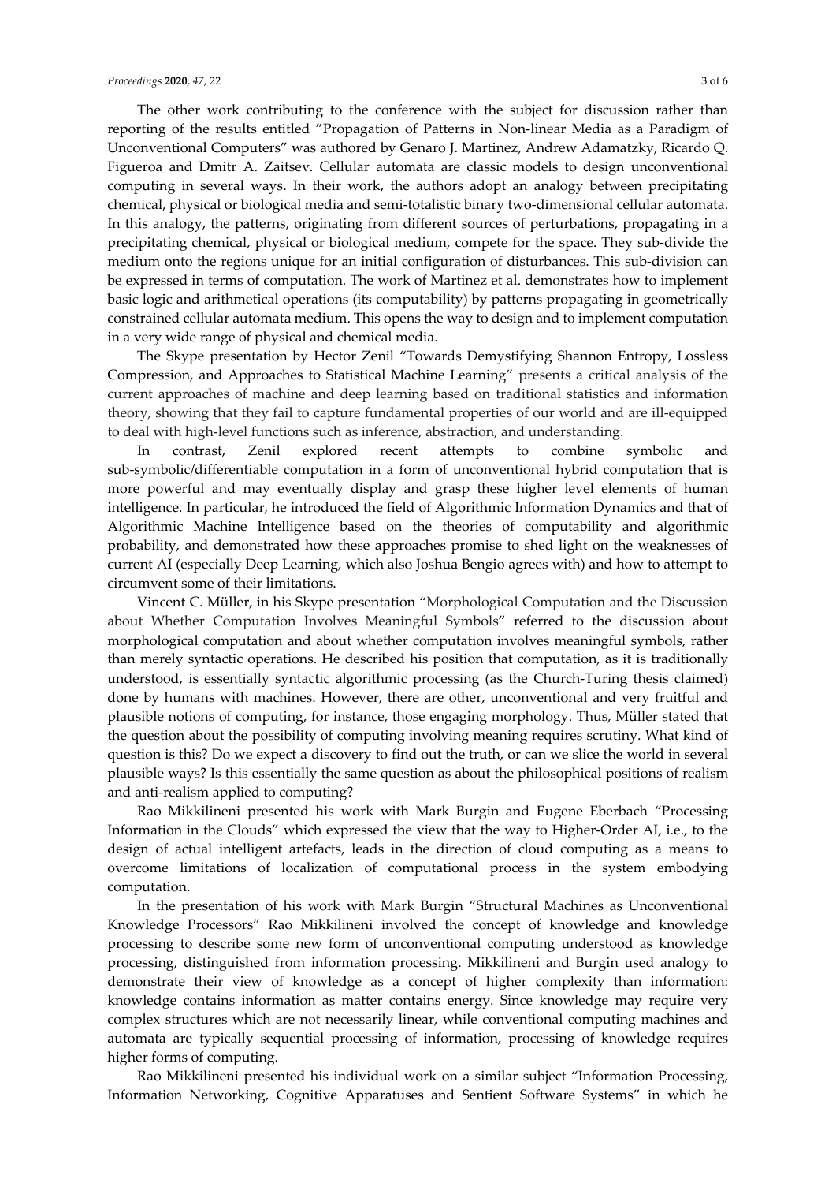The other work contributing to the conference with the subject for discussion rather than reporting of the results entitled "Propagation of Patterns in Non-linear Media as a Paradigm of Unconventional Computers" was authored by Genaro J. Martinez, Andrew Adamatzky, Ricardo Q. Figueroa and Dmitr A. Zaitsev. Cellular automata are classic models to design unconventional computing in several ways. In their work, the authors adopt an analogy between precipitating chemical, physical or biological media and semi-totalistic binary two-dimensional cellular automata. In this analogy, the patterns, originating from different sources of perturbations, propagating in a precipitating chemical, physical or biological medium, compete for the space. They sub-divide the medium onto the regions unique for an initial configuration of disturbances. This sub-division can be expressed in terms of computation. The work of Martinez et al. demonstrates how to implement basic logic and arithmetical operations (its computability) by patterns propagating in geometrically constrained cellular automata medium. This opens the way to design and to implement computation in a very wide range of physical and chemical media.

The Skype presentation by Hector Zenil "Towards Demystifying Shannon Entropy, Lossless Compression, and Approaches to Statistical Machine Learning" presents a critical analysis of the current approaches of machine and deep learning based on traditional statistics and information theory, showing that they fail to capture fundamental properties of our world and are ill-equipped to deal with high-level functions such as inference, abstraction, and understanding.

In contrast, Zenil explored recent attempts to combine symbolic and sub-symbolic/differentiable computation in a form of unconventional hybrid computation that is more powerful and may eventually display and grasp these higher level elements of human intelligence. In particular, he introduced the field of Algorithmic Information Dynamics and that of Algorithmic Machine Intelligence based on the theories of computability and algorithmic probability, and demonstrated how these approaches promise to shed light on the weaknesses of current AI (especially Deep Learning, which also Joshua Bengio agrees with) and how to attempt to circumvent some of their limitations.

Vincent C. Müller, in his Skype presentation "Morphological Computation and the Discussion about Whether Computation Involves Meaningful Symbols" referred to the discussion about morphological computation and about whether computation involves meaningful symbols, rather than merely syntactic operations. He described his position that computation, as it is traditionally understood, is essentially syntactic algorithmic processing (as the Church-Turing thesis claimed) done by humans with machines. However, there are other, unconventional and very fruitful and plausible notions of computing, for instance, those engaging morphology. Thus, Müller stated that the question about the possibility of computing involving meaning requires scrutiny. What kind of question is this? Do we expect a discovery to find out the truth, or can we slice the world in several plausible ways? Is this essentially the same question as about the philosophical positions of realism and anti-realism applied to computing?

Rao Mikkilineni presented his work with Mark Burgin and Eugene Eberbach "Processing Information in the Clouds" which expressed the view that the way to Higher-Order AI, i.e., to the design of actual intelligent artefacts, leads in the direction of cloud computing as a means to overcome limitations of localization of computational process in the system embodying computation.

In the presentation of his work with Mark Burgin "Structural Machines as Unconventional Knowledge Processors" Rao Mikkilineni involved the concept of knowledge and knowledge processing to describe some new form of unconventional computing understood as knowledge processing, distinguished from information processing. Mikkilineni and Burgin used analogy to demonstrate their view of knowledge as a concept of higher complexity than information: knowledge contains information as matter contains energy. Since knowledge may require very complex structures which are not necessarily linear, while conventional computing machines and automata are typically sequential processing of information, processing of knowledge requires higher forms of computing.

Rao Mikkilineni presented his individual work on a similar subject "Information Processing, Information Networking, Cognitive Apparatuses and Sentient Software Systems" in which he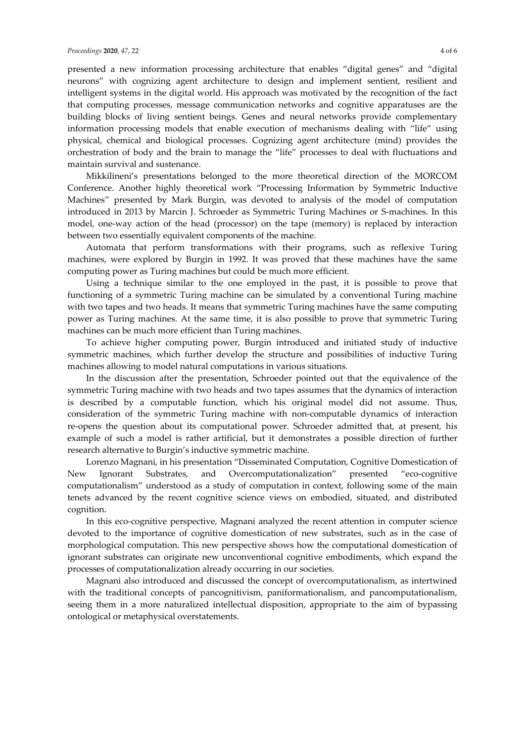presented a new information processing architecture that enables "digital genes" and "digital neurons" with cognizing agent architecture to design and implement sentient, resilient and intelligent systems in the digital world. His approach was motivated by the recognition of the fact that computing processes, message communication networks and cognitive apparatuses are the building blocks of living sentient beings. Genes and neural networks provide complementary information processing models that enable execution of mechanisms dealing with "life" using physical, chemical and biological processes. Cognizing agent architecture (mind) provides the orchestration of body and the brain to manage the "life" processes to deal with fluctuations and maintain survival and sustenance.

Mikkilineni's presentations belonged to the more theoretical direction of the MORCOM Conference. Another highly theoretical work "Processing Information by Symmetric Inductive Machines" presented by Mark Burgin, was devoted to analysis of the model of computation introduced in 2013 by Marcin J. Schroeder as Symmetric Turing Machines or S-machines. In this model, one-way action of the head (processor) on the tape (memory) is replaced by interaction between two essentially equivalent components of the machine.

Automata that perform transformations with their programs, such as reflexive Turing machines, were explored by Burgin in 1992. It was proved that these machines have the same computing power as Turing machines but could be much more efficient.

Using a technique similar to the one employed in the past, it is possible to prove that functioning of a symmetric Turing machine can be simulated by a conventional Turing machine with two tapes and two heads. It means that symmetric Turing machines have the same computing power as Turing machines. At the same time, it is also possible to prove that symmetric Turing machines can be much more efficient than Turing machines.

To achieve higher computing power, Burgin introduced and initiated study of inductive symmetric machines, which further develop the structure and possibilities of inductive Turing machines allowing to model natural computations in various situations.

In the discussion after the presentation, Schroeder pointed out that the equivalence of the symmetric Turing machine with two heads and two tapes assumes that the dynamics of interaction is described by a computable function, which his original model did not assume. Thus, consideration of the symmetric Turing machine with non-computable dynamics of interaction re-opens the question about its computational power. Schroeder admitted that, at present, his example of such a model is rather artificial, but it demonstrates a possible direction of further research alternative to Burgin's inductive symmetric machine.

Lorenzo Magnani, in his presentation "Disseminated Computation, Cognitive Domestication of New Ignorant Substrates, and Overcomputationalization" presented "eco-cognitive computationalism" understood as a study of computation in context, following some of the main tenets advanced by the recent cognitive science views on embodied, situated, and distributed cognition.

In this eco-cognitive perspective, Magnani analyzed the recent attention in computer science devoted to the importance of cognitive domestication of new substrates, such as in the case of morphological computation. This new perspective shows how the computational domestication of ignorant substrates can originate new unconventional cognitive embodiments, which expand the processes of computationalization already occurring in our societies.

Magnani also introduced and discussed the concept of overcomputationalism, as intertwined with the traditional concepts of pancognitivism, paninformationalism, and pancomputationalism, seeing them in a more naturalized intellectual disposition, appropriate to the aim of bypassing ontological or metaphysical overstatements.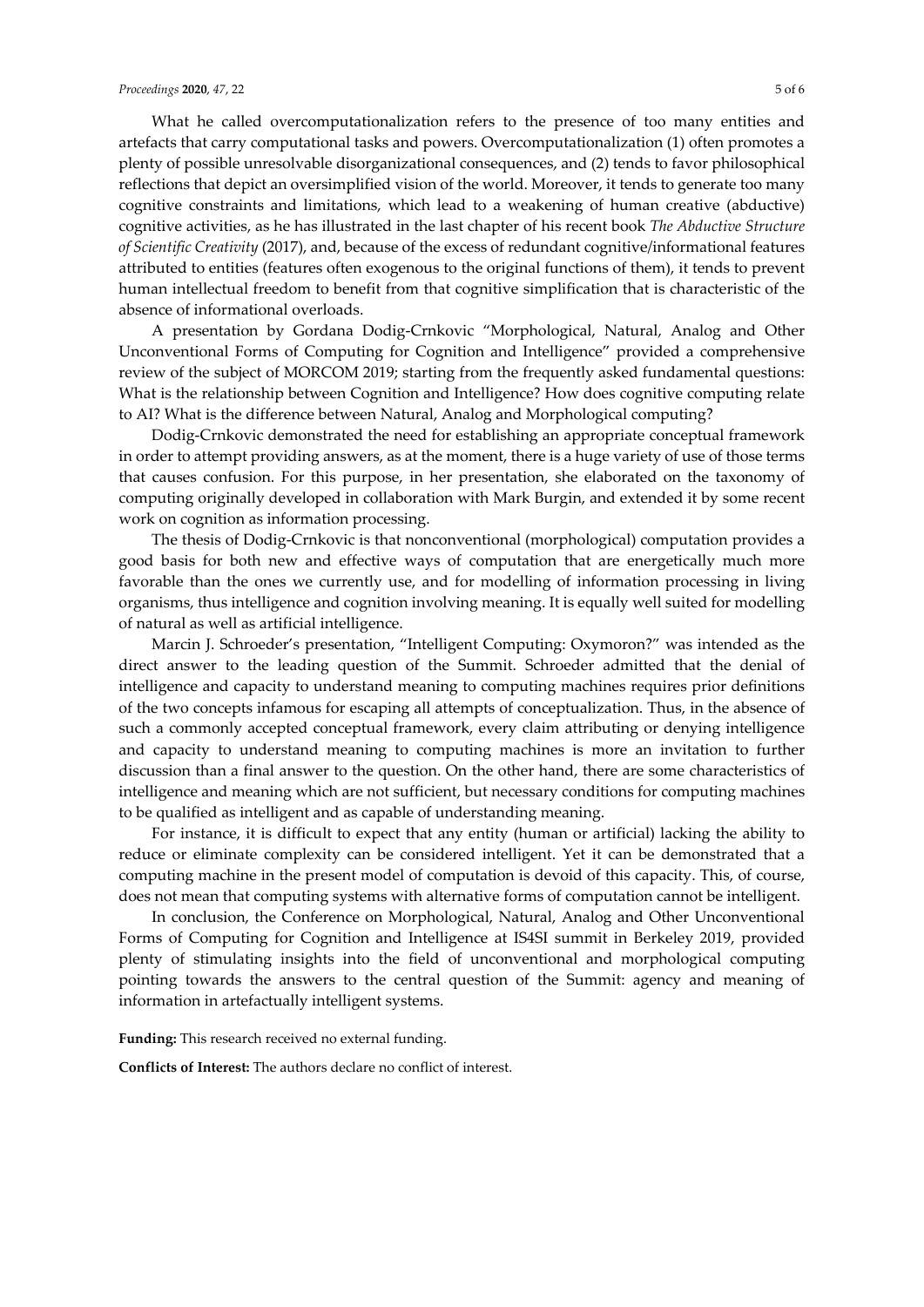What he called overcomputationalization refers to the presence of too many entities and artefacts that carry computational tasks and powers. Overcomputationalization (1) often promotes a plenty of possible unresolvable disorganizational consequences, and (2) tends to favor philosophical reflections that depict an oversimplified vision of the world. Moreover, it tends to generate too many cognitive constraints and limitations, which lead to a weakening of human creative (abductive) cognitive activities, as he has illustrated in the last chapter of his recent book *The Abductive Structure of Scientific Creativity* (2017), and, because of the excess of redundant cognitive/informational features attributed to entities (features often exogenous to the original functions of them), it tends to prevent human intellectual freedom to benefit from that cognitive simplification that is characteristic of the absence of informational overloads.

A presentation by Gordana Dodig-Crnkovic "Morphological, Natural, Analog and Other Unconventional Forms of Computing for Cognition and Intelligence" provided a comprehensive review of the subject of MORCOM 2019; starting from the frequently asked fundamental questions: What is the relationship between Cognition and Intelligence? How does cognitive computing relate to AI? What is the difference between Natural, Analog and Morphological computing?

Dodig-Crnkovic demonstrated the need for establishing an appropriate conceptual framework in order to attempt providing answers, as at the moment, there is a huge variety of use of those terms that causes confusion. For this purpose, in her presentation, she elaborated on the taxonomy of computing originally developed in collaboration with Mark Burgin, and extended it by some recent work on cognition as information processing.

The thesis of Dodig-Crnkovic is that nonconventional (morphological) computation provides a good basis for both new and effective ways of computation that are energetically much more favorable than the ones we currently use, and for modelling of information processing in living organisms, thus intelligence and cognition involving meaning. It is equally well suited for modelling of natural as well as artificial intelligence.

Marcin J. Schroeder's presentation, "Intelligent Computing: Oxymoron?" was intended as the direct answer to the leading question of the Summit. Schroeder admitted that the denial of intelligence and capacity to understand meaning to computing machines requires prior definitions of the two concepts infamous for escaping all attempts of conceptualization. Thus, in the absence of such a commonly accepted conceptual framework, every claim attributing or denying intelligence and capacity to understand meaning to computing machines is more an invitation to further discussion than a final answer to the question. On the other hand, there are some characteristics of intelligence and meaning which are not sufficient, but necessary conditions for computing machines to be qualified as intelligent and as capable of understanding meaning.

For instance, it is difficult to expect that any entity (human or artificial) lacking the ability to reduce or eliminate complexity can be considered intelligent. Yet it can be demonstrated that a computing machine in the present model of computation is devoid of this capacity. This, of course, does not mean that computing systems with alternative forms of computation cannot be intelligent.

In conclusion, the Conference on Morphological, Natural, Analog and Other Unconventional Forms of Computing for Cognition and Intelligence at IS4SI summit in Berkeley 2019, provided plenty of stimulating insights into the field of unconventional and morphological computing pointing towards the answers to the central question of the Summit: agency and meaning of information in artefactually intelligent systems.

**Funding:** This research received no external funding.

**Conflicts of Interest:** The authors declare no conflict of interest.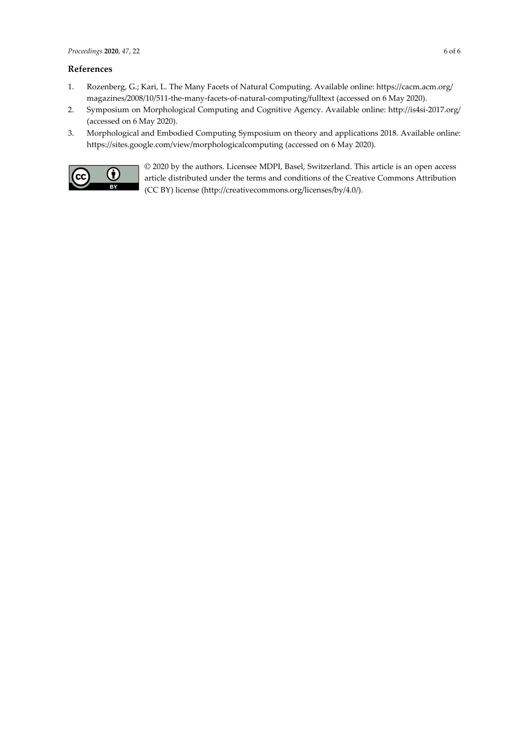## References

1. Rozenberg, G.; Kari, L. The Many Facets of Natural Computing. Available online: https://cacm.acm.org/magazines/2008/10/511-the-many-facets-of-natural-computing/fulltext (accessed on 6 May 2020).
2. Symposium on Morphological Computing and Cognitive Agency. Available online: http://is4si-2017.org/ (accessed on 6 May 2020).
3. Morphological and Embodied Computing Symposium on theory and applications 2018. Available online: https://sites.google.com/view/morphologicalcomputing (accessed on 6 May 2020).

© 2020 by the authors. Licensee MDPI, Basel, Switzerland. This article is an open access article distributed under the terms and conditions of the Creative Commons Attribution (CC BY) license (http://creativecommons.org/licenses/by/4.0/).